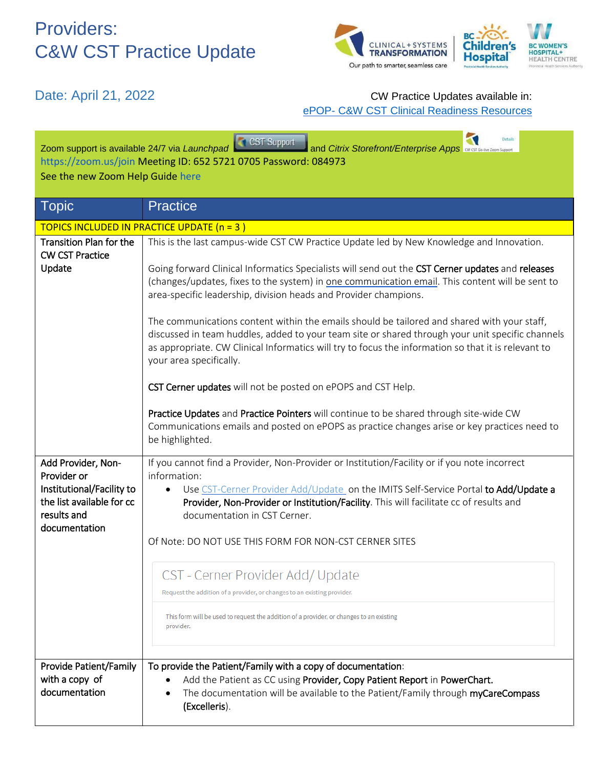# Providers: C&W CST Practice Update

CLINICAL + SYSTEMS TRANSFORMATION — Our path to smarter, seamless care | BC Children's Hospital | BC Women's Hospital + Health Centre

Date: April 21, 2022

CW Practice Updates available in: ePOP- C&W CST Clinical Readiness Resources

Zoom support is available 24/7 via *Launchpad* CST Support and *Citrix Storefront/Enterprise Apps* CW CST Go-live Zoom Support
https://zoom.us/join Meeting ID: 652 5721 0705 Password: 084973
See the new Zoom Help Guide here

| Topic | Practice |
|---|---|
| TOPICS INCLUDED IN PRACTICE UPDATE (n = 3 ) | |
| Transition Plan for the CW CST Practice Update | This is the last campus-wide CST CW Practice Update led by New Knowledge and Innovation.<br><br>Going forward Clinical Informatics Specialists will send out the **CST Cerner updates** and **releases** (changes/updates, fixes to the system) in one communication email. This content will be sent to area-specific leadership, division heads and Provider champions.<br><br>The communications content within the emails should be tailored and shared with your staff, discussed in team huddles, added to your team site or shared through your unit specific channels as appropriate. CW Clinical Informatics will try to focus the information so that it is relevant to your area specifically.<br><br>**CST Cerner updates** will not be posted on ePOPS and CST Help.<br><br>**Practice Updates** and **Practice Pointers** will continue to be shared through site-wide CW Communications emails and posted on ePOPS as practice changes arise or key practices need to be highlighted. |
| Add Provider, Non-Provider or Institutional/Facility to the list available for cc results and documentation | If you cannot find a Provider, Non-Provider or Institution/Facility or if you note incorrect information:<br>• Use CST-Cerner Provider Add/Update on the IMITS Self-Service Portal **to Add/Update a Provider, Non-Provider or Institution/Facility**. This will facilitate cc of results and documentation in CST Cerner.<br><br>Of Note: DO NOT USE THIS FORM FOR NON-CST CERNER SITES<br><br>CST - Cerner Provider Add/ Update<br>Request the addition of a provider, or changes to an existing provider.<br>This form will be used to request the addition of a provider, or changes to an existing provider. |
| Provide Patient/Family with a copy of documentation | **To provide the Patient/Family with a copy of documentation**:<br>• Add the Patient as CC using **Provider, Copy Patient Report** in **PowerChart.**<br>• The documentation will be available to the Patient/Family through **myCareCompass (Excelleris)**. |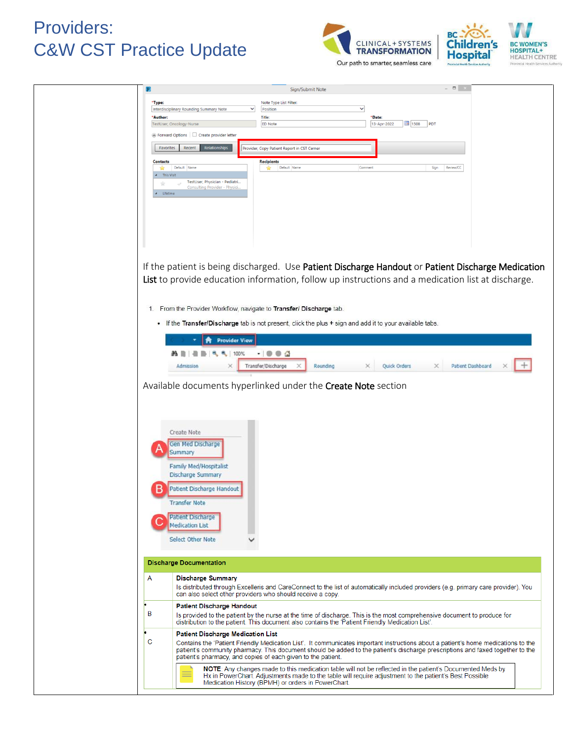If the patient is being discharged. Use **Patient Discharge Handout** or **Patient Discharge Medication List** to provide education information, follow up instructions and a medication list at discharge.

1. From the Provider Workflow, navigate to **Transfer/ Discharge** tab.
   - If the **Transfer/Discharge** tab is not present, click the plus + sign and add it to your available tabs.

Available documents hyperlinked under the **Create Note** section

| Discharge Documentation | |
|---|---|
| A | **Discharge Summary**<br>Is distributed through Excelleris and CareConnect to the list of automatically included providers (e.g. primary care provider). You can also select other providers who should receive a copy. |
| B | **Patient Discharge Handout**<br>Is provided to the patient by the nurse at the time of discharge. This is the most comprehensive document to produce for distribution to the patient. This document also contains the 'Patient Friendly Medication List'. |
| C | **Patient Discharge Medication List**<br>Contains the 'Patient Friendly Medication List'. It communicates important instructions about a patient's home medications to the patient's community pharmacy. This document should be added to the patient's discharge prescriptions and faxed together to the patient's pharmacy, and copies of each given to the patient.<br>**NOTE**: Any changes made to this medication table will not be reflected in the patient's Documented Meds by Hx in PowerChart. Adjustments made to the table will require adjustment to the patient's Best Possible Medication History (BPMH) or orders in PowerChart. |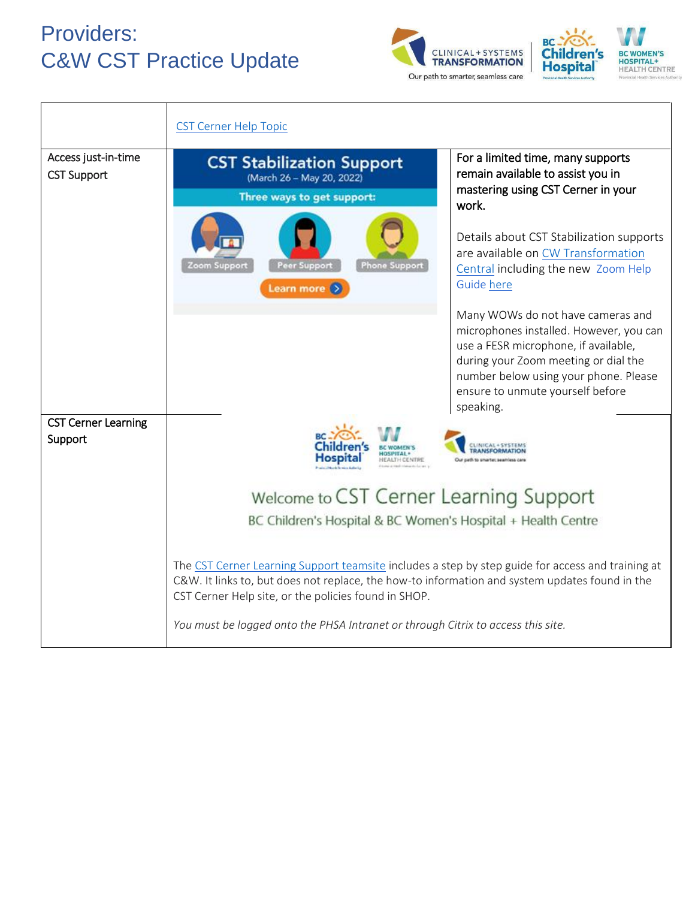# Providers:
# C&W CST Practice Update

| | | |
|---|---|---|
| | [CST Cerner Help Topic](#) | |
| Access just-in-time CST Support | CST Stabilization Support (March 26 – May 20, 2022) Three ways to get support: Zoom Support, Peer Support, Phone Support. Learn more | **For a limited time, many supports remain available to assist you in mastering using CST Cerner in your work.**<br><br>Details about CST Stabilization supports are available on [CW Transformation Central](#) including the new [Zoom Help Guide here](#)<br><br>Many WOWs do not have cameras and microphones installed. However, you can use a FESR microphone, if available, during your Zoom meeting or dial the number below using your phone. Please ensure to unmute yourself before speaking. |
| CST Cerner Learning Support | Welcome to CST Cerner Learning Support<br>BC Children's Hospital & BC Women's Hospital + Health Centre<br><br>The [CST Cerner Learning Support teamsite](#) includes a step by step guide for access and training at C&W. It links to, but does not replace, the how-to information and system updates found in the CST Cerner Help site, or the policies found in SHOP.<br><br>*You must be logged onto the PHSA Intranet or through Citrix to access this site.* | |